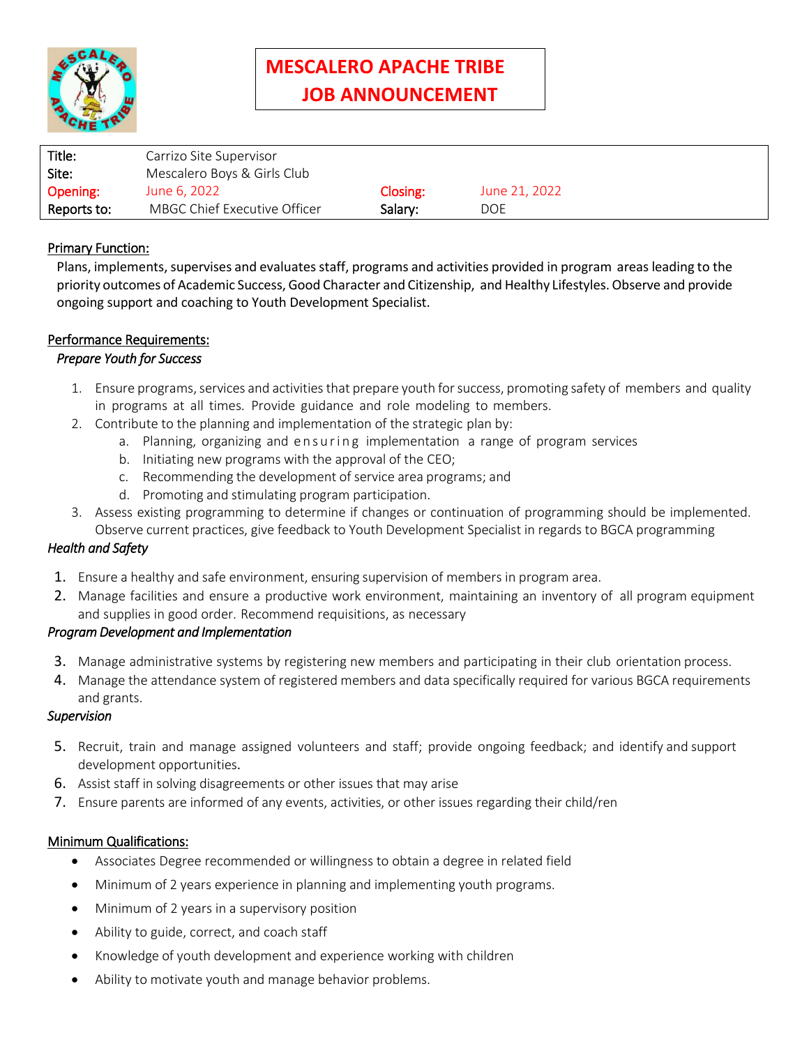# MESCALERO APACHE TRIBE JOB ANNOUNCEMENT

| | | | |
|---|---|---|---|
| Title: | Carrizo Site Supervisor | | |
| Site: | Mescalero Boys & Girls Club | | |
| Opening: | June 6, 2022 | Closing: | June 21, 2022 |
| Reports to: | MBGC Chief Executive Officer | Salary: | DOE |

## Primary Function:

Plans, implements, supervises and evaluates staff, programs and activities provided in program areas leading to the priority outcomes of Academic Success, Good Character and Citizenship, and Healthy Lifestyles. Observe and provide ongoing support and coaching to Youth Development Specialist.

## Performance Requirements:

*Prepare Youth for Success*

1. Ensure programs, services and activities that prepare youth for success, promoting safety of members and quality in programs at all times. Provide guidance and role modeling to members.
2. Contribute to the planning and implementation of the strategic plan by:
   a. Planning, organizing and ensuring implementation a range of program services
   b. Initiating new programs with the approval of the CEO;
   c. Recommending the development of service area programs; and
   d. Promoting and stimulating program participation.
3. Assess existing programming to determine if changes or continuation of programming should be implemented. Observe current practices, give feedback to Youth Development Specialist in regards to BGCA programming

*Health and Safety*

1. Ensure a healthy and safe environment, ensuring supervision of members in program area.
2. Manage facilities and ensure a productive work environment, maintaining an inventory of all program equipment and supplies in good order. Recommend requisitions, as necessary

*Program Development and Implementation*

3. Manage administrative systems by registering new members and participating in their club orientation process.
4. Manage the attendance system of registered members and data specifically required for various BGCA requirements and grants.

*Supervision*

5. Recruit, train and manage assigned volunteers and staff; provide ongoing feedback; and identify and support development opportunities.
6. Assist staff in solving disagreements or other issues that may arise
7. Ensure parents are informed of any events, activities, or other issues regarding their child/ren

## Minimum Qualifications:

- Associates Degree recommended or willingness to obtain a degree in related field
- Minimum of 2 years experience in planning and implementing youth programs.
- Minimum of 2 years in a supervisory position
- Ability to guide, correct, and coach staff
- Knowledge of youth development and experience working with children
- Ability to motivate youth and manage behavior problems.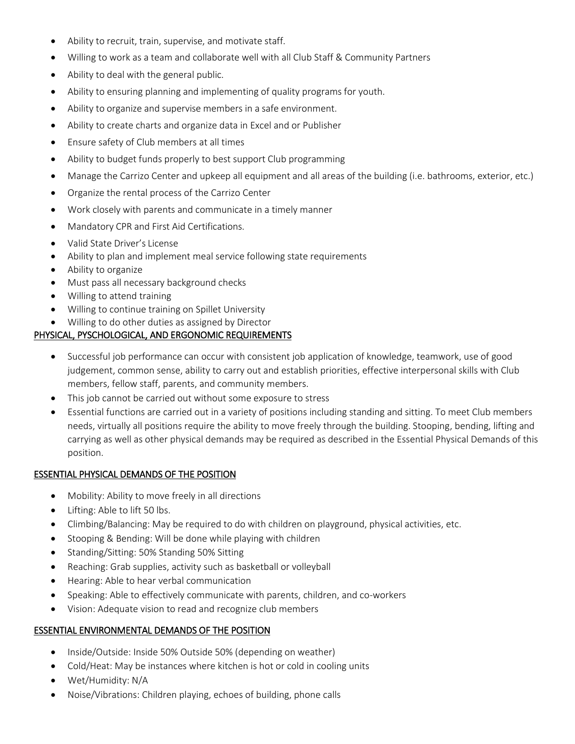- Ability to recruit, train, supervise, and motivate staff.
- Willing to work as a team and collaborate well with all Club Staff & Community Partners
- Ability to deal with the general public.
- Ability to ensuring planning and implementing of quality programs for youth.
- Ability to organize and supervise members in a safe environment.
- Ability to create charts and organize data in Excel and or Publisher
- Ensure safety of Club members at all times
- Ability to budget funds properly to best support Club programming
- Manage the Carrizo Center and upkeep all equipment and all areas of the building (i.e. bathrooms, exterior, etc.)
- Organize the rental process of the Carrizo Center
- Work closely with parents and communicate in a timely manner
- Mandatory CPR and First Aid Certifications.
- Valid State Driver's License
- Ability to plan and implement meal service following state requirements
- Ability to organize
- Must pass all necessary background checks
- Willing to attend training
- Willing to continue training on Spillet University
- Willing to do other duties as assigned by Director

## PHYSICAL, PYSCHOLOGICAL, AND ERGONOMIC REQUIREMENTS

- Successful job performance can occur with consistent job application of knowledge, teamwork, use of good judgement, common sense, ability to carry out and establish priorities, effective interpersonal skills with Club members, fellow staff, parents, and community members.
- This job cannot be carried out without some exposure to stress
- Essential functions are carried out in a variety of positions including standing and sitting. To meet Club members needs, virtually all positions require the ability to move freely through the building. Stooping, bending, lifting and carrying as well as other physical demands may be required as described in the Essential Physical Demands of this position.

## ESSENTIAL PHYSICAL DEMANDS OF THE POSITION

- Mobility: Ability to move freely in all directions
- Lifting: Able to lift 50 lbs.
- Climbing/Balancing: May be required to do with children on playground, physical activities, etc.
- Stooping & Bending: Will be done while playing with children
- Standing/Sitting: 50% Standing 50% Sitting
- Reaching: Grab supplies, activity such as basketball or volleyball
- Hearing: Able to hear verbal communication
- Speaking: Able to effectively communicate with parents, children, and co-workers
- Vision: Adequate vision to read and recognize club members

## ESSENTIAL ENVIRONMENTAL DEMANDS OF THE POSITION

- Inside/Outside: Inside 50% Outside 50% (depending on weather)
- Cold/Heat: May be instances where kitchen is hot or cold in cooling units
- Wet/Humidity: N/A
- Noise/Vibrations: Children playing, echoes of building, phone calls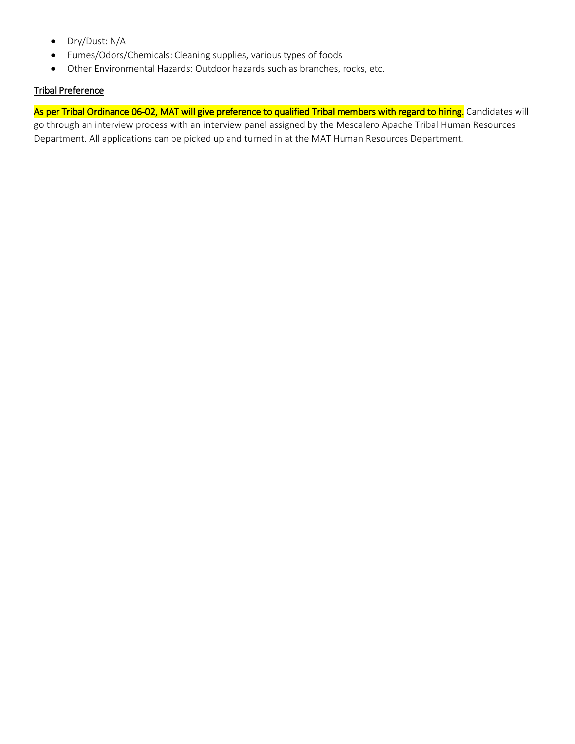- Dry/Dust: N/A
- Fumes/Odors/Chemicals: Cleaning supplies, various types of foods
- Other Environmental Hazards: Outdoor hazards such as branches, rocks, etc.

<u>Tribal Preference</u>

**As per Tribal Ordinance 06-02, MAT will give preference to qualified Tribal members with regard to hiring.** Candidates will go through an interview process with an interview panel assigned by the Mescalero Apache Tribal Human Resources Department. All applications can be picked up and turned in at the MAT Human Resources Department.